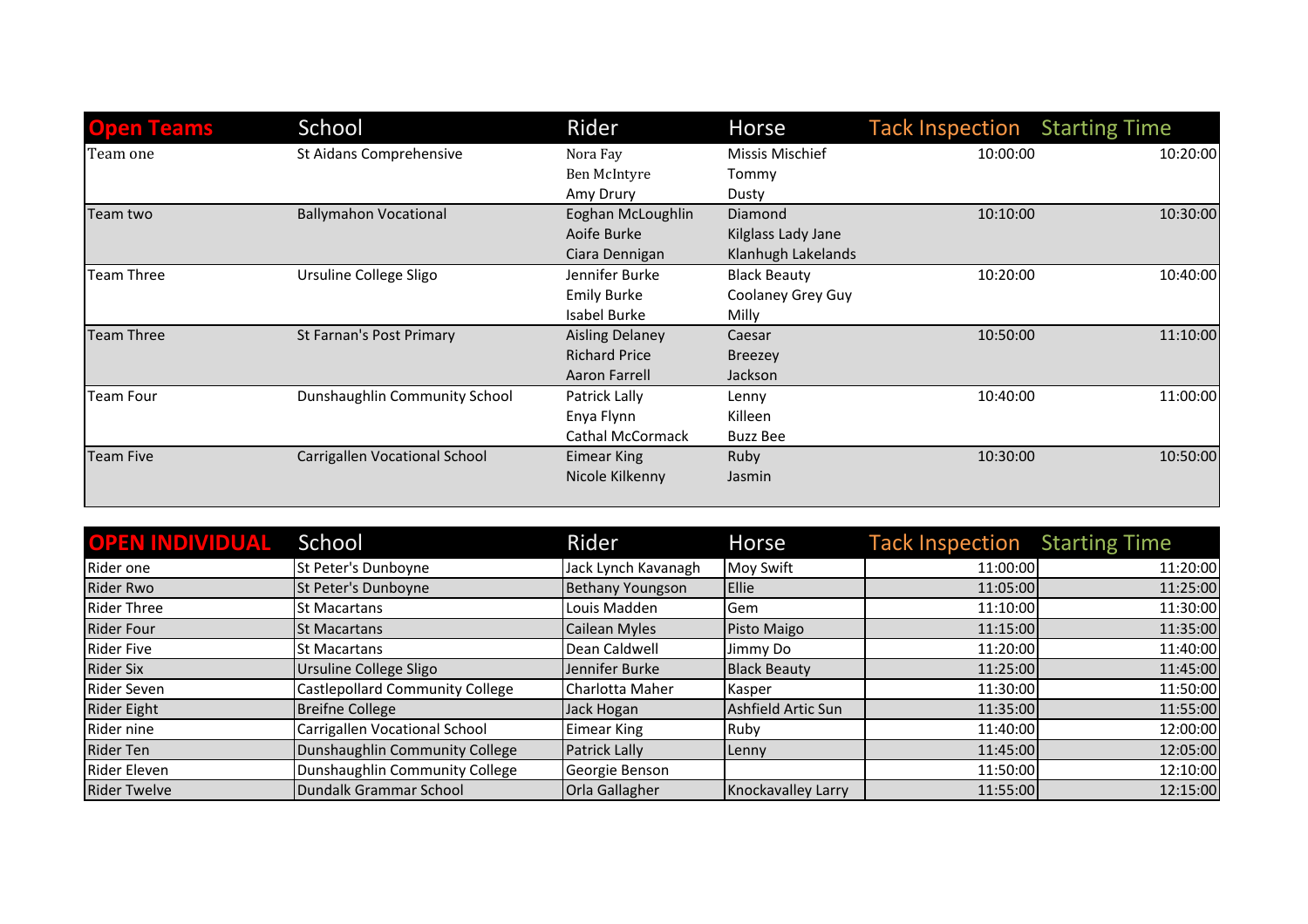| Open Teams | School | Rider | Horse | Tack Inspection | Starting Time |
|---|---|---|---|---|---|
| Team one | St Aidans Comprehensive | Nora Fay | Missis Mischief | 10:00:00 | 10:20:00 |
| | | Ben McIntyre | Tommy | | |
| | | Amy Drury | Dusty | | |
| Team two | Ballymahon Vocational | Eoghan McLoughlin | Diamond | 10:10:00 | 10:30:00 |
| | | Aoife Burke | Kilglass Lady Jane | | |
| | | Ciara Dennigan | Klanhugh Lakelands | | |
| Team Three | Ursuline College Sligo | Jennifer Burke | Black Beauty | 10:20:00 | 10:40:00 |
| | | Emily Burke | Coolaney Grey Guy | | |
| | | Isabel Burke | Milly | | |
| Team Three | St Farnan's Post Primary | Aisling Delaney | Caesar | 10:50:00 | 11:10:00 |
| | | Richard Price | Breezey | | |
| | | Aaron Farrell | Jackson | | |
| Team Four | Dunshaughlin Community School | Patrick Lally | Lenny | 10:40:00 | 11:00:00 |
| | | Enya Flynn | Killeen | | |
| | | Cathal McCormack | Buzz Bee | | |
| Team Five | Carrigallen Vocational School | Eimear King | Ruby | 10:30:00 | 10:50:00 |
| | | Nicole Kilkenny | Jasmin | | |

| OPEN INDIVIDUAL | School | Rider | Horse | Tack Inspection | Starting Time |
|---|---|---|---|---|---|
| Rider one | St Peter's Dunboyne | Jack Lynch Kavanagh | Moy Swift | 11:00:00 | 11:20:00 |
| Rider Rwo | St Peter's Dunboyne | Bethany Youngson | Ellie | 11:05:00 | 11:25:00 |
| Rider Three | St Macartans | Louis Madden | Gem | 11:10:00 | 11:30:00 |
| Rider Four | St Macartans | Cailean Myles | Pisto Maigo | 11:15:00 | 11:35:00 |
| Rider Five | St Macartans | Dean Caldwell | Jimmy Do | 11:20:00 | 11:40:00 |
| Rider Six | Ursuline College Sligo | Jennifer Burke | Black Beauty | 11:25:00 | 11:45:00 |
| Rider Seven | Castlepollard Community College | Charlotta Maher | Kasper | 11:30:00 | 11:50:00 |
| Rider Eight | Breifne College | Jack Hogan | Ashfield Artic Sun | 11:35:00 | 11:55:00 |
| Rider nine | Carrigallen Vocational School | Eimear King | Ruby | 11:40:00 | 12:00:00 |
| Rider Ten | Dunshaughlin Community College | Patrick Lally | Lenny | 11:45:00 | 12:05:00 |
| Rider Eleven | Dunshaughlin Community College | Georgie Benson | | 11:50:00 | 12:10:00 |
| Rider Twelve | Dundalk Grammar School | Orla Gallagher | Knockavalley Larry | 11:55:00 | 12:15:00 |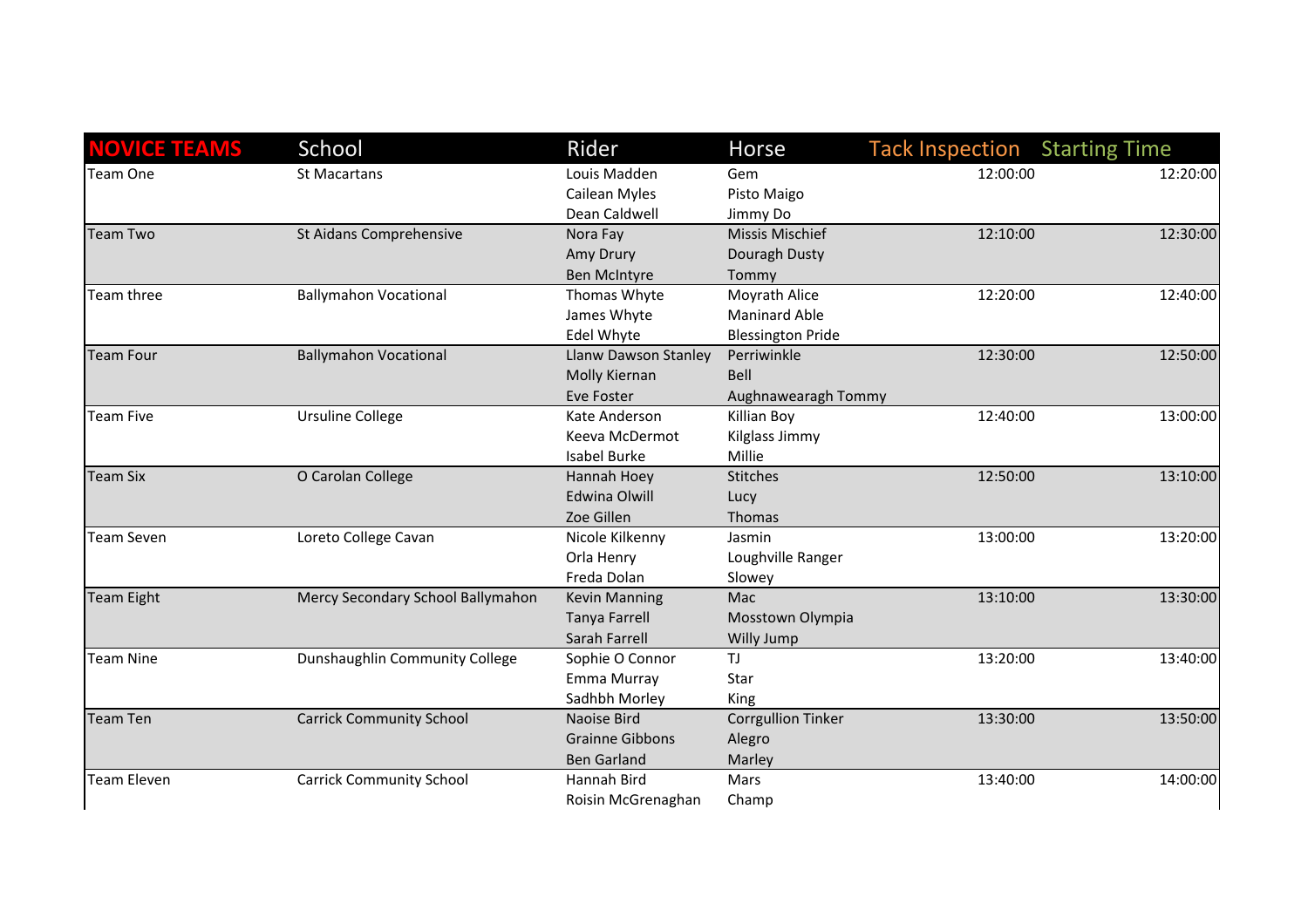| NOVICE TEAMS | School | Rider | Horse | Tack Inspection | Starting Time |
|---|---|---|---|---|---|
| Team One | St Macartans | Louis Madden | Gem | 12:00:00 | 12:20:00 |
| | | Cailean Myles | Pisto Maigo | | |
| | | Dean Caldwell | Jimmy Do | | |
| Team Two | St Aidans Comprehensive | Nora Fay | Missis Mischief | 12:10:00 | 12:30:00 |
| | | Amy Drury | Douragh Dusty | | |
| | | Ben McIntyre | Tommy | | |
| Team three | Ballymahon Vocational | Thomas Whyte | Moyrath Alice | 12:20:00 | 12:40:00 |
| | | James Whyte | Maninard Able | | |
| | | Edel Whyte | Blessington Pride | | |
| Team Four | Ballymahon Vocational | Llanw Dawson Stanley | Perriwinkle | 12:30:00 | 12:50:00 |
| | | Molly Kiernan | Bell | | |
| | | Eve Foster | Aughnawearagh Tommy | | |
| Team Five | Ursuline College | Kate Anderson | Killian Boy | 12:40:00 | 13:00:00 |
| | | Keeva McDermot | Kilglass Jimmy | | |
| | | Isabel Burke | Millie | | |
| Team Six | O Carolan College | Hannah Hoey | Stitches | 12:50:00 | 13:10:00 |
| | | Edwina Olwill | Lucy | | |
| | | Zoe Gillen | Thomas | | |
| Team Seven | Loreto College Cavan | Nicole Kilkenny | Jasmin | 13:00:00 | 13:20:00 |
| | | Orla Henry | Loughville Ranger | | |
| | | Freda Dolan | Slowey | | |
| Team Eight | Mercy Secondary School Ballymahon | Kevin Manning | Mac | 13:10:00 | 13:30:00 |
| | | Tanya Farrell | Mosstown Olympia | | |
| | | Sarah Farrell | Willy Jump | | |
| Team Nine | Dunshaughlin Community College | Sophie O Connor | TJ | 13:20:00 | 13:40:00 |
| | | Emma Murray | Star | | |
| | | Sadhbh Morley | King | | |
| Team Ten | Carrick Community School | Naoise Bird | Corrgullion Tinker | 13:30:00 | 13:50:00 |
| | | Grainne Gibbons | Alegro | | |
| | | Ben Garland | Marley | | |
| Team Eleven | Carrick Community School | Hannah Bird | Mars | 13:40:00 | 14:00:00 |
| | | Roisin McGrenaghan | Champ | | |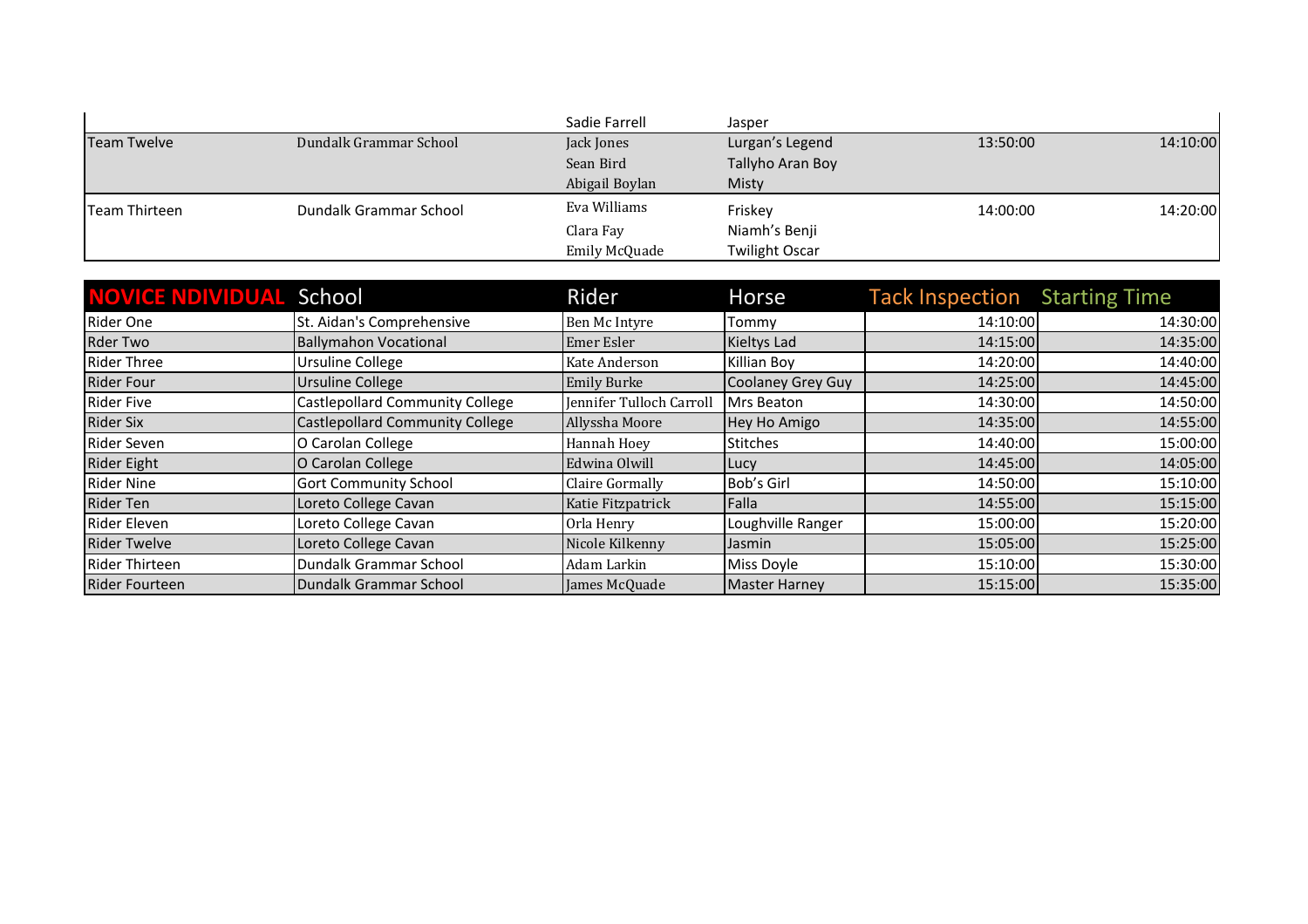| | | | | | |
|---|---|---|---|---|---|
| | | Sadie Farrell | Jasper | | |
| Team Twelve | Dundalk Grammar School | Jack Jones | Lurgan's Legend | 13:50:00 | 14:10:00 |
| | | Sean Bird | Tallyho Aran Boy | | |
| | | Abigail Boylan | Misty | | |
| Team Thirteen | Dundalk Grammar School | Eva Williams | Friskey | 14:00:00 | 14:20:00 |
| | | Clara Fay | Niamh's Benji | | |
| | | Emily McQuade | Twilight Oscar | | |

| NOVICE NDIVIDUAL | School | Rider | Horse | Tack Inspection | Starting Time |
|---|---|---|---|---|---|
| Rider One | St. Aidan's Comprehensive | Ben Mc Intyre | Tommy | 14:10:00 | 14:30:00 |
| Rder Two | Ballymahon Vocational | Emer Esler | Kieltys Lad | 14:15:00 | 14:35:00 |
| Rider Three | Ursuline College | Kate Anderson | Killian Boy | 14:20:00 | 14:40:00 |
| Rider Four | Ursuline College | Emily Burke | Coolaney Grey Guy | 14:25:00 | 14:45:00 |
| Rider Five | Castlepollard Community College | Jennifer Tulloch Carroll | Mrs Beaton | 14:30:00 | 14:50:00 |
| Rider Six | Castlepollard Community College | Allyssha Moore | Hey Ho Amigo | 14:35:00 | 14:55:00 |
| Rider Seven | O Carolan College | Hannah Hoey | Stitches | 14:40:00 | 15:00:00 |
| Rider Eight | O Carolan College | Edwina Olwill | Lucy | 14:45:00 | 14:05:00 |
| Rider Nine | Gort Community School | Claire Gormally | Bob's Girl | 14:50:00 | 15:10:00 |
| Rider Ten | Loreto College Cavan | Katie Fitzpatrick | Falla | 14:55:00 | 15:15:00 |
| Rider Eleven | Loreto College Cavan | Orla Henry | Loughville Ranger | 15:00:00 | 15:20:00 |
| Rider Twelve | Loreto College Cavan | Nicole Kilkenny | Jasmin | 15:05:00 | 15:25:00 |
| Rider Thirteen | Dundalk Grammar School | Adam Larkin | Miss Doyle | 15:10:00 | 15:30:00 |
| Rider Fourteen | Dundalk Grammar School | James McQuade | Master Harney | 15:15:00 | 15:35:00 |